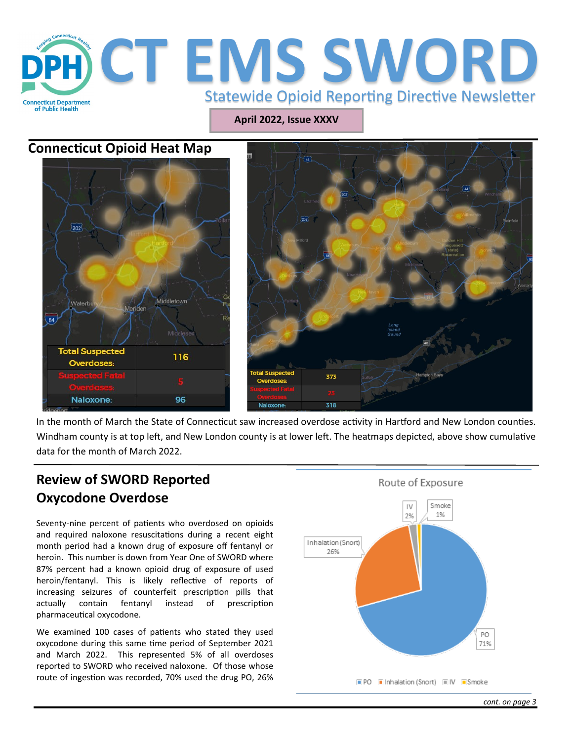# CT EMS SWORD

Statewide Opioid Reporting Directive Newsletter

Connecticut Department of Public Health

April 2022, Issue XXXV

## Connecticut Opioid Heat Map

| Total Suspected Overdoses: | 116 |
|---|---|
| Suspected Fatal Overdoses: | 5 |
| Naloxone: | 96 |

| Total Suspected Overdoses: | 373 |
|---|---|
| Suspected Fatal Overdoses: | 23 |
| Naloxone: | 318 |

In the month of March the State of Connecticut saw increased overdose activity in Hartford and New London counties. Windham county is at top left, and New London county is at lower left. The heatmaps depicted, above show cumulative data for the month of March 2022.

## Review of SWORD Reported Oxycodone Overdose

Seventy-nine percent of patients who overdosed on opioids and required naloxone resuscitations during a recent eight month period had a known drug of exposure off fentanyl or heroin. This number is down from Year One of SWORD where 87% percent had a known opioid drug of exposure of used heroin/fentanyl. This is likely reflective of reports of increasing seizures of counterfeit prescription pills that actually contain fentanyl instead of prescription pharmaceutical oxycodone.

We examined 100 cases of patients who stated they used oxycodone during this same time period of September 2021 and March 2022. This represented 5% of all overdoses reported to SWORD who received naloxone. Of those whose route of ingestion was recorded, 70% used the drug PO, 26%

Route of Exposure

| Route | Percent |
|---|---|
| PO | 71% |
| Inhalation (Snort) | 26% |
| IV | 2% |
| Smoke | 1% |

*cont. on page 3*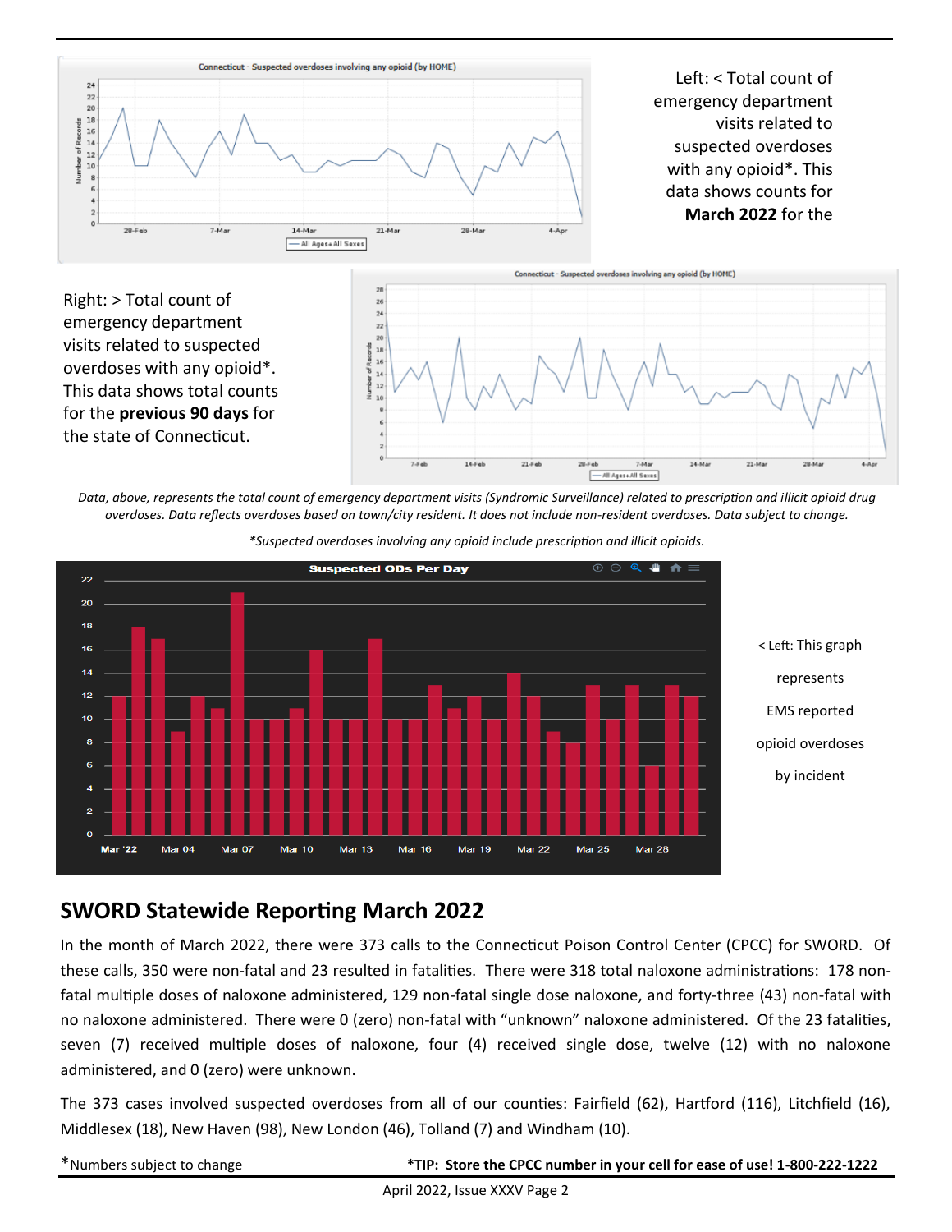Left: < Total count of emergency department visits related to suspected overdoses with any opioid*. This data shows counts for **March 2022** for the

Right: > Total count of emergency department visits related to suspected overdoses with any opioid*. This data shows total counts for the **previous 90 days** for the state of Connecticut.

*Data, above, represents the total count of emergency department visits (Syndromic Surveillance) related to prescription and illicit opioid drug overdoses. Data reflects overdoses based on town/city resident. It does not include non-resident overdoses. Data subject to change.*

*\*Suspected overdoses involving any opioid include prescription and illicit opioids.*

< Left: This graph represents EMS reported opioid overdoses by incident

## SWORD Statewide Reporting March 2022

In the month of March 2022, there were 373 calls to the Connecticut Poison Control Center (CPCC) for SWORD. Of these calls, 350 were non-fatal and 23 resulted in fatalities. There were 318 total naloxone administrations: 178 non-fatal multiple doses of naloxone administered, 129 non-fatal single dose naloxone, and forty-three (43) non-fatal with no naloxone administered. There were 0 (zero) non-fatal with "unknown" naloxone administered. Of the 23 fatalities, seven (7) received multiple doses of naloxone, four (4) received single dose, twelve (12) with no naloxone administered, and 0 (zero) were unknown.

The 373 cases involved suspected overdoses from all of our counties: Fairfield (62), Hartford (116), Litchfield (16), Middlesex (18), New Haven (98), New London (46), Tolland (7) and Windham (10).

*Numbers subject to change

**\*TIP: Store the CPCC number in your cell for ease of use! 1-800-222-1222**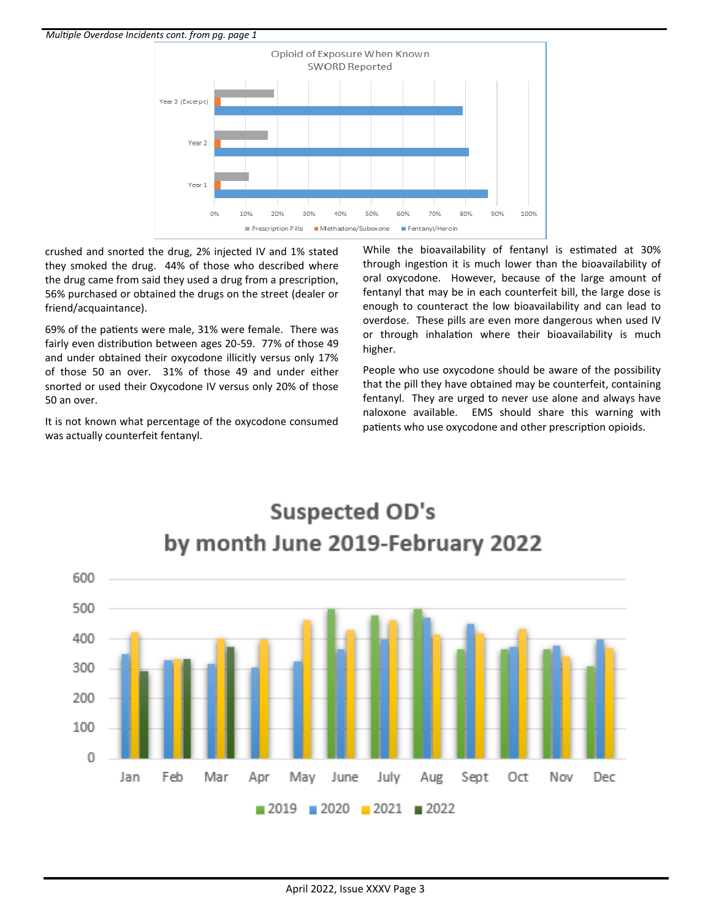*Multiple Overdose Incidents cont. from pg. page 1*

crushed and snorted the drug, 2% injected IV and 1% stated they smoked the drug. 44% of those who described where the drug came from said they used a drug from a prescription, 56% purchased or obtained the drugs on the street (dealer or friend/acquaintance).

69% of the patients were male, 31% were female. There was fairly even distribution between ages 20-59. 77% of those 49 and under obtained their oxycodone illicitly versus only 17% of those 50 an over. 31% of those 49 and under either snorted or used their Oxycodone IV versus only 20% of those 50 an over.

It is not known what percentage of the oxycodone consumed was actually counterfeit fentanyl.

While the bioavailability of fentanyl is estimated at 30% through ingestion it is much lower than the bioavailability of oral oxycodone. However, because of the large amount of fentanyl that may be in each counterfeit bill, the large dose is enough to counteract the low bioavailability and can lead to overdose. These pills are even more dangerous when used IV or through inhalation where their bioavailability is much higher.

People who use oxycodone should be aware of the possibility that the pill they have obtained may be counterfeit, containing fentanyl. They are urged to never use alone and always have naloxone available. EMS should share this warning with patients who use oxycodone and other prescription opioids.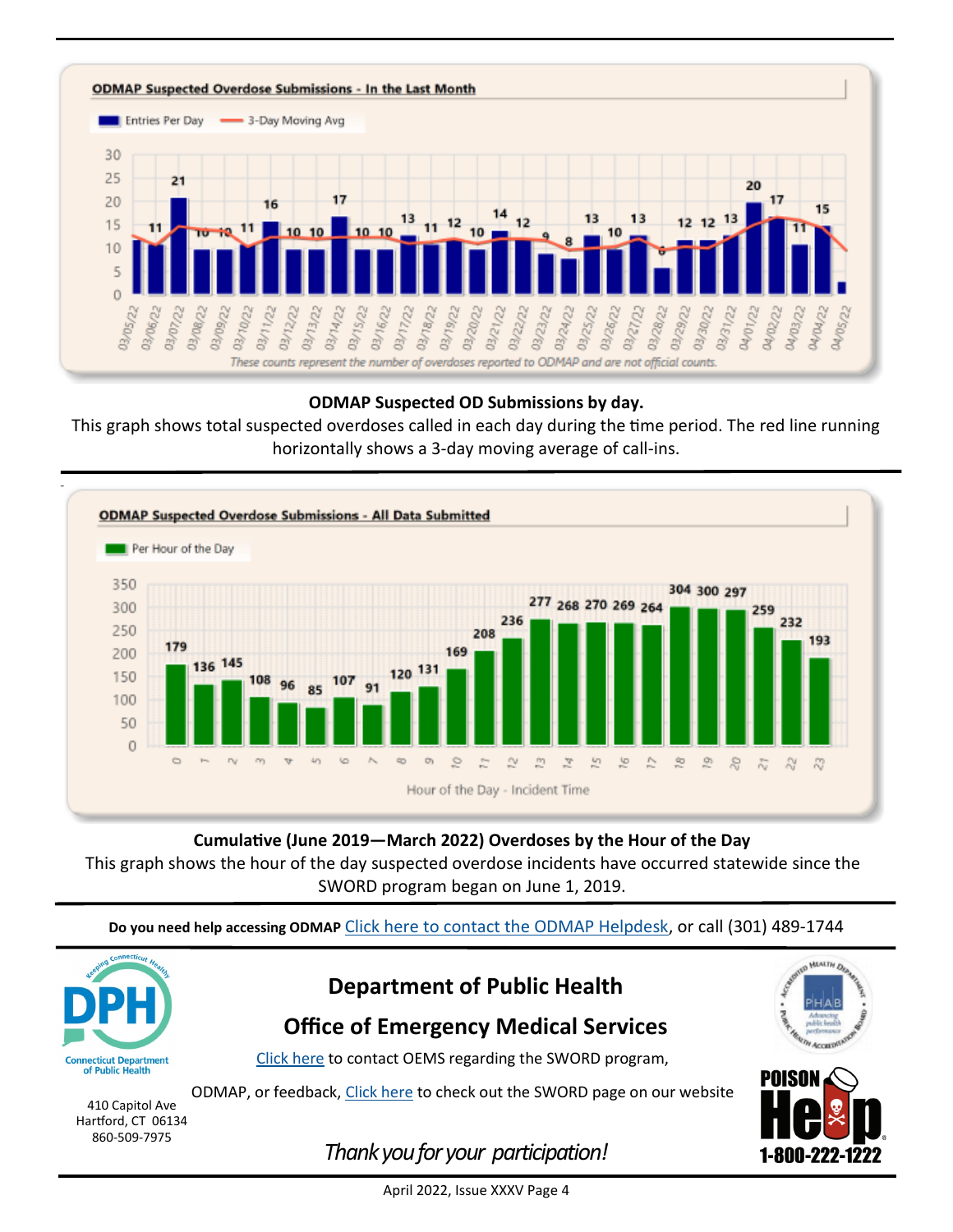ODMAP Suspected Overdose Submissions - In the Last Month

Entries Per Day — 3-Day Moving Avg

30
25
20
15
10
5
0

21 11 10 10 11 16 10 10 17 10 10 13 11 12 10 14 12 9 8 13 10 13 6 12 12 13 20 17 11 15

03/05/22 03/06/22 03/07/22 03/08/22 03/09/22 03/10/22 03/11/22 03/12/22 03/13/22 03/14/22 03/15/22 03/16/22 03/17/22 03/18/22 03/19/22 03/20/22 03/21/22 03/22/22 03/23/22 03/24/22 03/25/22 03/26/22 03/27/22 03/28/22 03/29/22 03/30/22 03/31/22 04/01/22 04/02/22 04/03/22 04/04/22 04/05/22

*These counts represent the number of overdoses reported to ODMAP and are not official counts.*

**ODMAP Suspected OD Submissions by day.**

This graph shows total suspected overdoses called in each day during the time period. The red line running horizontally shows a 3-day moving average of call-ins.

ODMAP Suspected Overdose Submissions - All Data Submitted

Per Hour of the Day

350
300
250
200
150
100
50
0

179 136 145 108 96 85 107 91 120 131 169 208 236 277 268 270 269 264 304 300 297 259 232 193

0 1 2 3 4 5 6 7 8 9 10 11 12 13 14 15 16 17 18 19 20 21 22 23

Hour of the Day - Incident Time

**Cumulative (June 2019—March 2022) Overdoses by the Hour of the Day**

This graph shows the hour of the day suspected overdose incidents have occurred statewide since the SWORD program began on June 1, 2019.

**Do you need help accessing ODMAP** Click here to contact the ODMAP Helpdesk, or call (301) 489-1744

## Department of Public Health

## Office of Emergency Medical Services

Click here to contact OEMS regarding the SWORD program,

ODMAP, or feedback, Click here to check out the SWORD page on our website

*Thank you for your participation!*

Connecticut Department of Public Health

410 Capitol Ave
Hartford, CT 06134
860-509-7975

POISON Help 1-800-222-1222